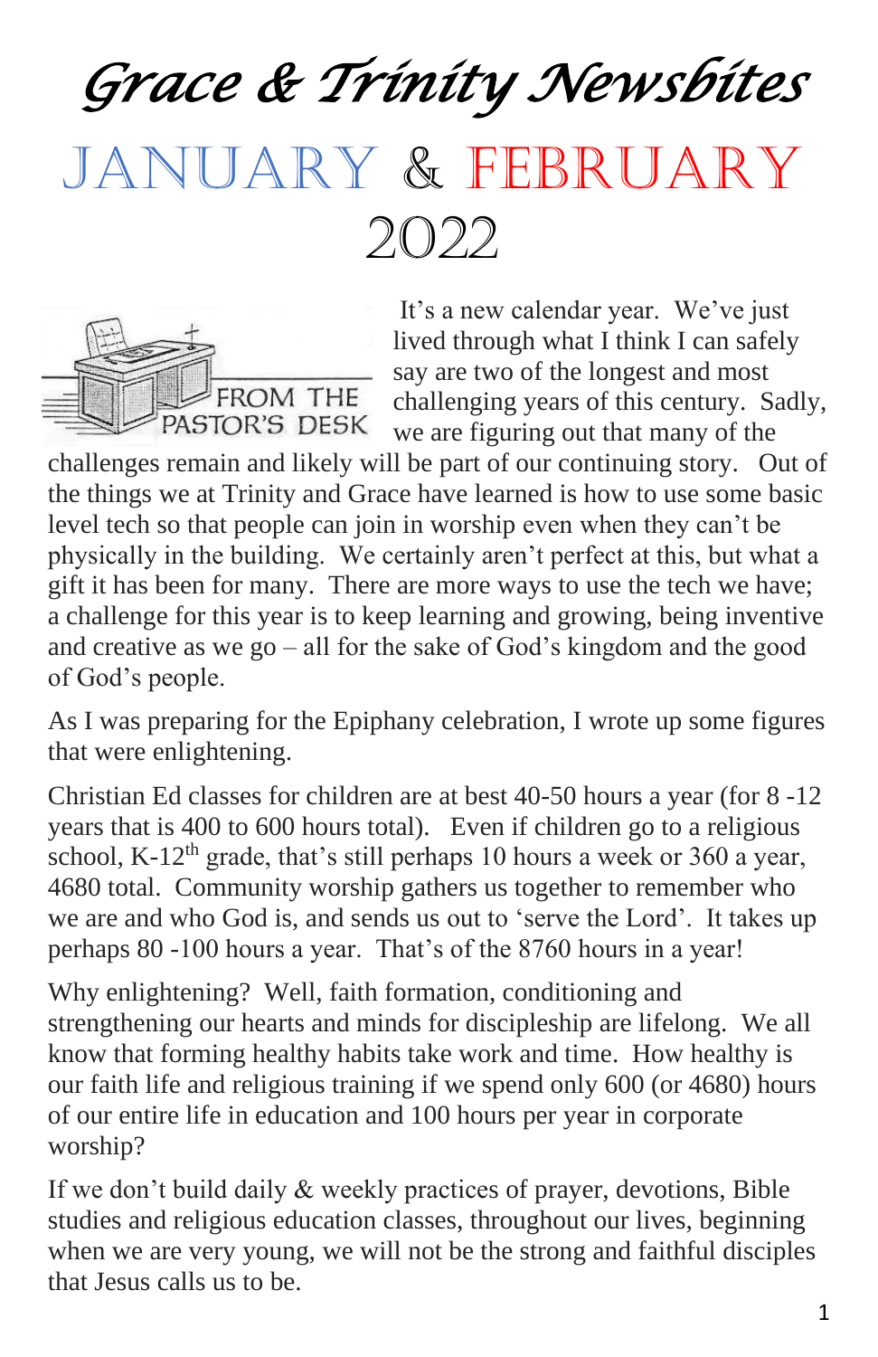# *Grace & Trinity Newsbites*

# JANUARY & FEBRUARY 2022

## FROM THE PASTOR'S DESK

It's a new calendar year. We've just lived through what I think I can safely say are two of the longest and most challenging years of this century. Sadly, we are figuring out that many of the challenges remain and likely will be part of our continuing story. Out of the things we at Trinity and Grace have learned is how to use some basic level tech so that people can join in worship even when they can't be physically in the building. We certainly aren't perfect at this, but what a gift it has been for many. There are more ways to use the tech we have; a challenge for this year is to keep learning and growing, being inventive and creative as we go – all for the sake of God's kingdom and the good of God's people.

As I was preparing for the Epiphany celebration, I wrote up some figures that were enlightening.

Christian Ed classes for children are at best 40-50 hours a year (for 8 -12 years that is 400 to 600 hours total). Even if children go to a religious school, K-12th grade, that's still perhaps 10 hours a week or 360 a year, 4680 total. Community worship gathers us together to remember who we are and who God is, and sends us out to 'serve the Lord'. It takes up perhaps 80 -100 hours a year. That's of the 8760 hours in a year!

Why enlightening? Well, faith formation, conditioning and strengthening our hearts and minds for discipleship are lifelong. We all know that forming healthy habits take work and time. How healthy is our faith life and religious training if we spend only 600 (or 4680) hours of our entire life in education and 100 hours per year in corporate worship?

If we don't build daily & weekly practices of prayer, devotions, Bible studies and religious education classes, throughout our lives, beginning when we are very young, we will not be the strong and faithful disciples that Jesus calls us to be.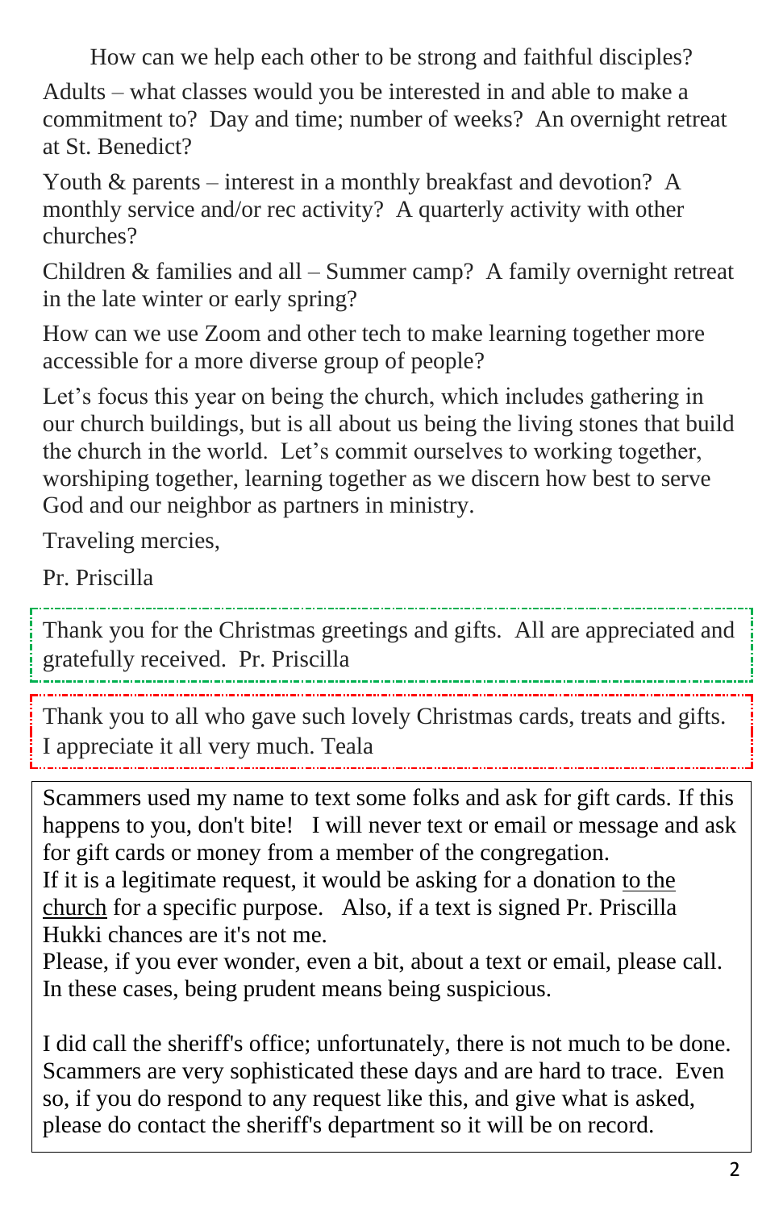How can we help each other to be strong and faithful disciples?

Adults – what classes would you be interested in and able to make a commitment to? Day and time; number of weeks? An overnight retreat at St. Benedict?

Youth & parents – interest in a monthly breakfast and devotion? A monthly service and/or rec activity? A quarterly activity with other churches?

Children & families and all – Summer camp? A family overnight retreat in the late winter or early spring?

How can we use Zoom and other tech to make learning together more accessible for a more diverse group of people?

Let's focus this year on being the church, which includes gathering in our church buildings, but is all about us being the living stones that build the church in the world. Let's commit ourselves to working together, worshiping together, learning together as we discern how best to serve God and our neighbor as partners in ministry.

Traveling mercies,

Pr. Priscilla

---

Thank you for the Christmas greetings and gifts. All are appreciated and gratefully received. Pr. Priscilla

---

Thank you to all who gave such lovely Christmas cards, treats and gifts. I appreciate it all very much. Teala

---

Scammers used my name to text some folks and ask for gift cards. If this happens to you, don't bite! I will never text or email or message and ask for gift cards or money from a member of the congregation.
If it is a legitimate request, it would be asking for a donation <u>to the church</u> for a specific purpose. Also, if a text is signed Pr. Priscilla Hukki chances are it's not me.
Please, if you ever wonder, even a bit, about a text or email, please call.
In these cases, being prudent means being suspicious.

I did call the sheriff's office; unfortunately, there is not much to be done. Scammers are very sophisticated these days and are hard to trace. Even so, if you do respond to any request like this, and give what is asked, please do contact the sheriff's department so it will be on record.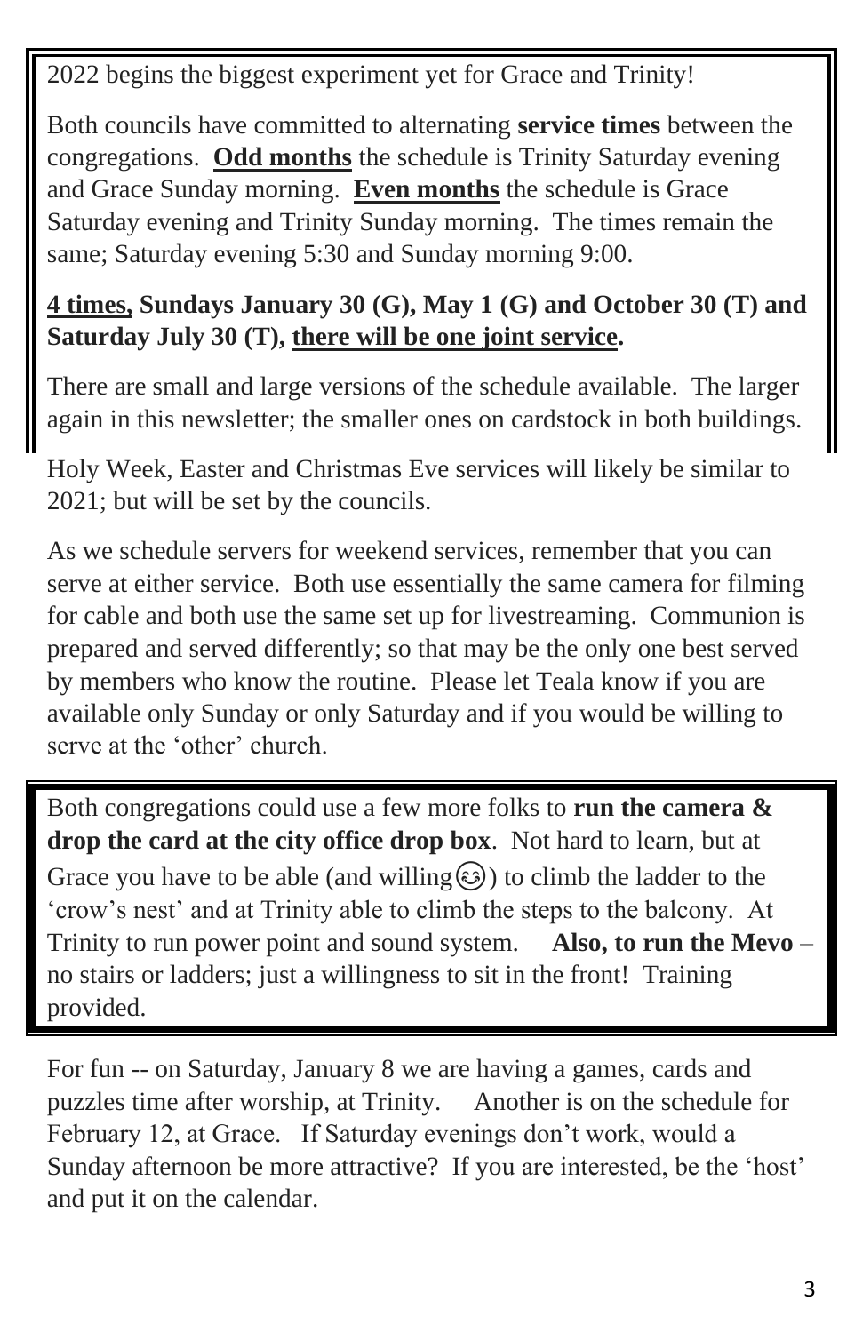2022 begins the biggest experiment yet for Grace and Trinity!

Both councils have committed to alternating **service times** between the congregations. **Odd months** the schedule is Trinity Saturday evening and Grace Sunday morning. **Even months** the schedule is Grace Saturday evening and Trinity Sunday morning. The times remain the same; Saturday evening 5:30 and Sunday morning 9:00.

**4 times, Sundays January 30 (G), May 1 (G) and October 30 (T) and Saturday July 30 (T), there will be one joint service.**

There are small and large versions of the schedule available. The larger again in this newsletter; the smaller ones on cardstock in both buildings.

Holy Week, Easter and Christmas Eve services will likely be similar to 2021; but will be set by the councils.

As we schedule servers for weekend services, remember that you can serve at either service. Both use essentially the same camera for filming for cable and both use the same set up for livestreaming. Communion is prepared and served differently; so that may be the only one best served by members who know the routine. Please let Teala know if you are available only Sunday or only Saturday and if you would be willing to serve at the 'other' church.

Both congregations could use a few more folks to **run the camera & drop the card at the city office drop box**. Not hard to learn, but at Grace you have to be able (and willing😊) to climb the ladder to the 'crow's nest' and at Trinity able to climb the steps to the balcony. At Trinity to run power point and sound system. **Also, to run the Mevo** – no stairs or ladders; just a willingness to sit in the front! Training provided.

For fun -- on Saturday, January 8 we are having a games, cards and puzzles time after worship, at Trinity. Another is on the schedule for February 12, at Grace. If Saturday evenings don't work, would a Sunday afternoon be more attractive? If you are interested, be the 'host' and put it on the calendar.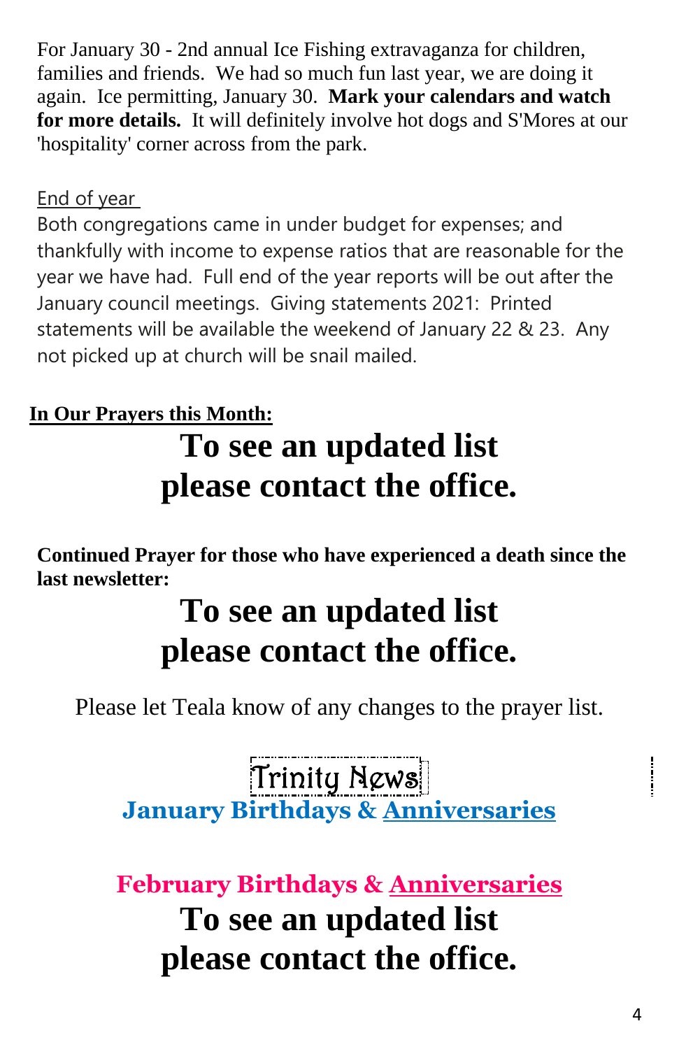For January 30 - 2nd annual Ice Fishing extravaganza for children, families and friends. We had so much fun last year, we are doing it again. Ice permitting, January 30. **Mark your calendars and watch for more details.** It will definitely involve hot dogs and S'Mores at our 'hospitality' corner across from the park.

End of year

Both congregations came in under budget for expenses; and thankfully with income to expense ratios that are reasonable for the year we have had. Full end of the year reports will be out after the January council meetings. Giving statements 2021: Printed statements will be available the weekend of January 22 & 23. Any not picked up at church will be snail mailed.

**In Our Prayers this Month:**

# To see an updated list please contact the office.

**Continued Prayer for those who have experienced a death since the last newsletter:**

# To see an updated list please contact the office.

Please let Teala know of any changes to the prayer list.

## Trinity News

### January Birthdays & Anniversaries

### February Birthdays & Anniversaries

# To see an updated list please contact the office.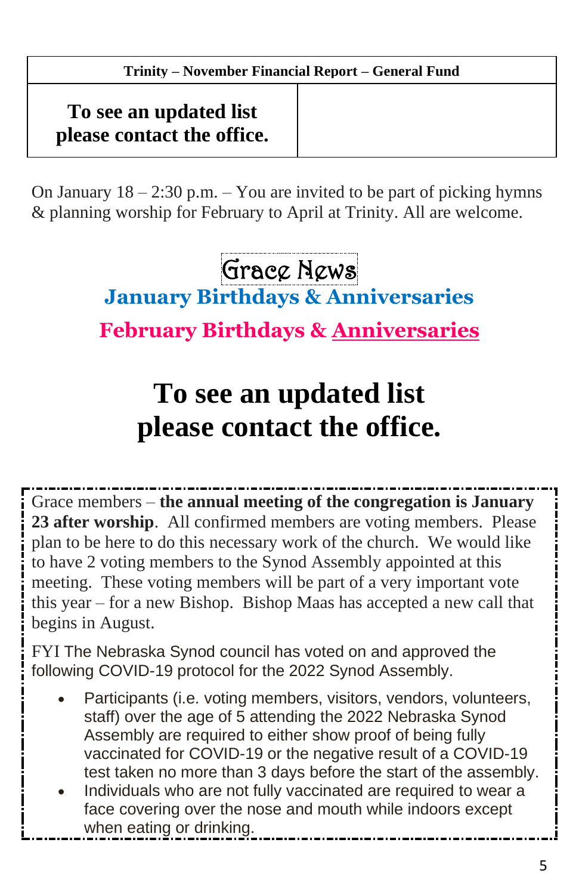| Trinity – November Financial Report – General Fund | |
|---|---|
| **To see an updated list please contact the office.** | |

On January 18 – 2:30 p.m. – You are invited to be part of picking hymns & planning worship for February to April at Trinity. All are welcome.

# Grace News

## January Birthdays & Anniversaries

## February Birthdays & Anniversaries

# To see an updated list please contact the office.

Grace members – **the annual meeting of the congregation is January 23 after worship**. All confirmed members are voting members. Please plan to be here to do this necessary work of the church. We would like to have 2 voting members to the Synod Assembly appointed at this meeting. These voting members will be part of a very important vote this year – for a new Bishop. Bishop Maas has accepted a new call that begins in August.

FYI The Nebraska Synod council has voted on and approved the following COVID-19 protocol for the 2022 Synod Assembly.

- Participants (i.e. voting members, visitors, vendors, volunteers, staff) over the age of 5 attending the 2022 Nebraska Synod Assembly are required to either show proof of being fully vaccinated for COVID-19 or the negative result of a COVID-19 test taken no more than 3 days before the start of the assembly.
- Individuals who are not fully vaccinated are required to wear a face covering over the nose and mouth while indoors except when eating or drinking.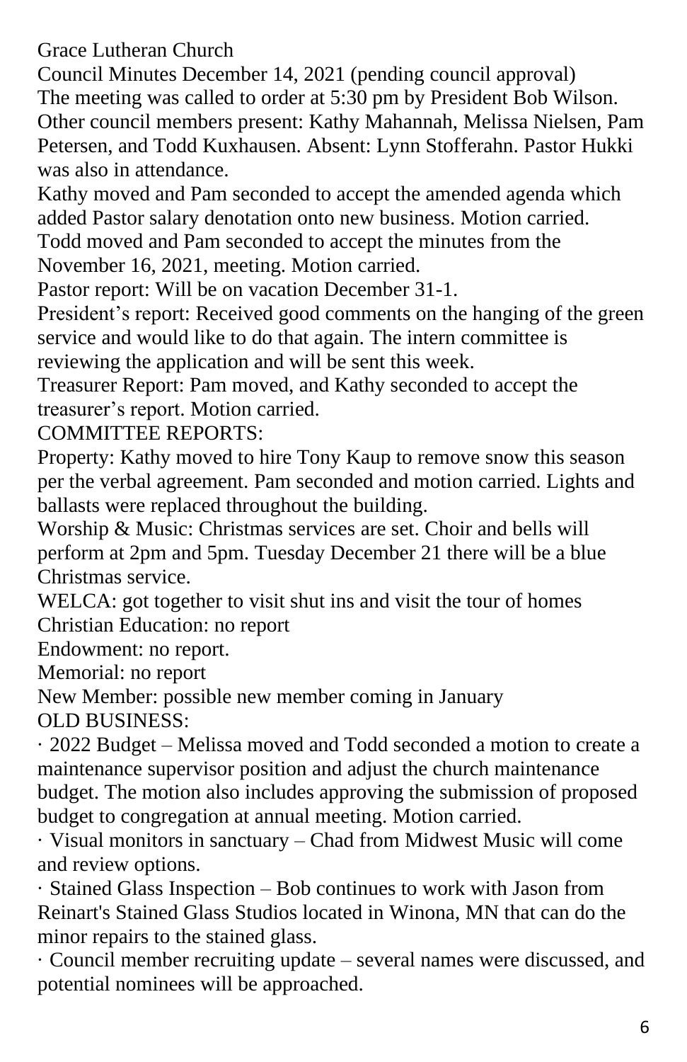Grace Lutheran Church

Council Minutes December 14, 2021 (pending council approval)

The meeting was called to order at 5:30 pm by President Bob Wilson. Other council members present: Kathy Mahannah, Melissa Nielsen, Pam Petersen, and Todd Kuxhausen. Absent: Lynn Stofferahn. Pastor Hukki was also in attendance.

Kathy moved and Pam seconded to accept the amended agenda which added Pastor salary denotation onto new business. Motion carried.

Todd moved and Pam seconded to accept the minutes from the November 16, 2021, meeting. Motion carried.

Pastor report: Will be on vacation December 31-1.

President's report: Received good comments on the hanging of the green service and would like to do that again. The intern committee is reviewing the application and will be sent this week.

Treasurer Report: Pam moved, and Kathy seconded to accept the treasurer's report. Motion carried.

COMMITTEE REPORTS:

Property: Kathy moved to hire Tony Kaup to remove snow this season per the verbal agreement. Pam seconded and motion carried. Lights and ballasts were replaced throughout the building.

Worship & Music: Christmas services are set. Choir and bells will perform at 2pm and 5pm. Tuesday December 21 there will be a blue Christmas service.

WELCA: got together to visit shut ins and visit the tour of homes

Christian Education: no report

Endowment: no report.

Memorial: no report

New Member: possible new member coming in January

OLD BUSINESS:

· 2022 Budget – Melissa moved and Todd seconded a motion to create a maintenance supervisor position and adjust the church maintenance budget. The motion also includes approving the submission of proposed budget to congregation at annual meeting. Motion carried.

· Visual monitors in sanctuary – Chad from Midwest Music will come and review options.

· Stained Glass Inspection – Bob continues to work with Jason from Reinart's Stained Glass Studios located in Winona, MN that can do the minor repairs to the stained glass.

· Council member recruiting update – several names were discussed, and potential nominees will be approached.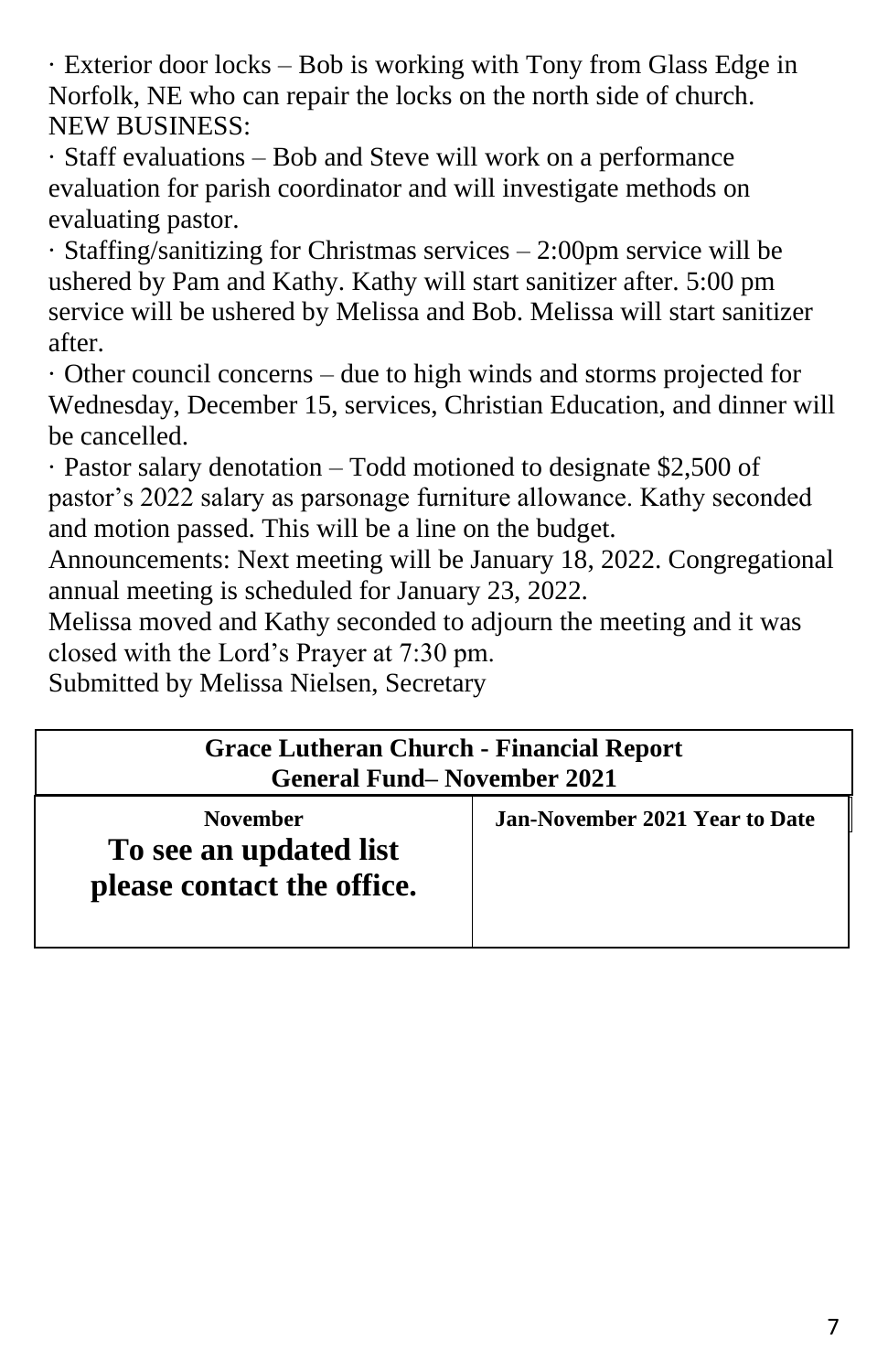· Exterior door locks – Bob is working with Tony from Glass Edge in Norfolk, NE who can repair the locks on the north side of church.

NEW BUSINESS:

· Staff evaluations – Bob and Steve will work on a performance evaluation for parish coordinator and will investigate methods on evaluating pastor.

· Staffing/sanitizing for Christmas services – 2:00pm service will be ushered by Pam and Kathy. Kathy will start sanitizer after. 5:00 pm service will be ushered by Melissa and Bob. Melissa will start sanitizer after.

· Other council concerns – due to high winds and storms projected for Wednesday, December 15, services, Christian Education, and dinner will be cancelled.

· Pastor salary denotation – Todd motioned to designate $2,500 of pastor's 2022 salary as parsonage furniture allowance. Kathy seconded and motion passed. This will be a line on the budget.

Announcements: Next meeting will be January 18, 2022. Congregational annual meeting is scheduled for January 23, 2022.

Melissa moved and Kathy seconded to adjourn the meeting and it was closed with the Lord's Prayer at 7:30 pm.

Submitted by Melissa Nielsen, Secretary

| **Grace Lutheran Church - Financial Report<br>General Fund– November 2021** | |
|---|---|
| **November**<br>**To see an updated list please contact the office.** | **Jan-November 2021 Year to Date** |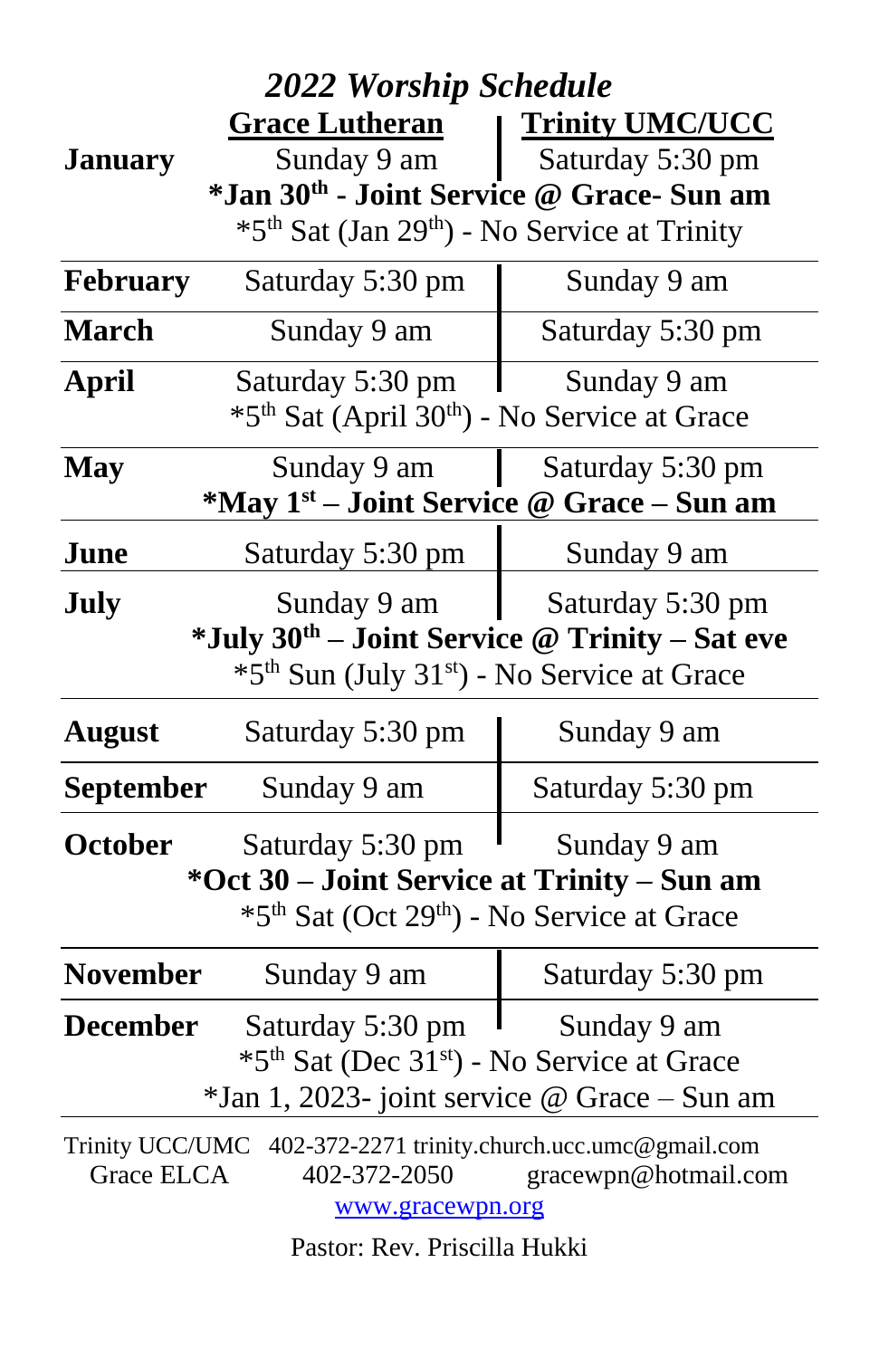# *2022 Worship Schedule*

| | Grace Lutheran | Trinity UMC/UCC |
|---|---|---|
| **January** | Sunday 9 am | Saturday 5:30 pm |
| | **\*Jan 30th - Joint Service @ Grace- Sun am** | |
| | \*5th Sat (Jan 29th) - No Service at Trinity | |
| **February** | Saturday 5:30 pm | Sunday 9 am |
| **March** | Sunday 9 am | Saturday 5:30 pm |
| **April** | Saturday 5:30 pm | Sunday 9 am |
| | \*5th Sat (April 30th) - No Service at Grace | |
| **May** | Sunday 9 am | Saturday 5:30 pm |
| | **\*May 1st – Joint Service @ Grace – Sun am** | |
| **June** | Saturday 5:30 pm | Sunday 9 am |
| **July** | Sunday 9 am | Saturday 5:30 pm |
| | **\*July 30th – Joint Service @ Trinity – Sat eve** | |
| | \*5th Sun (July 31st) - No Service at Grace | |
| **August** | Saturday 5:30 pm | Sunday 9 am |
| **September** | Sunday 9 am | Saturday 5:30 pm |
| **October** | Saturday 5:30 pm | Sunday 9 am |
| | **\*Oct 30 – Joint Service at Trinity – Sun am** | |
| | \*5th Sat (Oct 29th) - No Service at Grace | |
| **November** | Sunday 9 am | Saturday 5:30 pm |
| **December** | Saturday 5:30 pm | Sunday 9 am |
| | \*5th Sat (Dec 31st) - No Service at Grace | |
| | \*Jan 1, 2023- joint service @ Grace – Sun am | |

Trinity UCC/UMC 402-372-2271 trinity.church.ucc.umc@gmail.com
Grace ELCA 402-372-2050 gracewpn@hotmail.com
www.gracewpn.org

Pastor: Rev. Priscilla Hukki